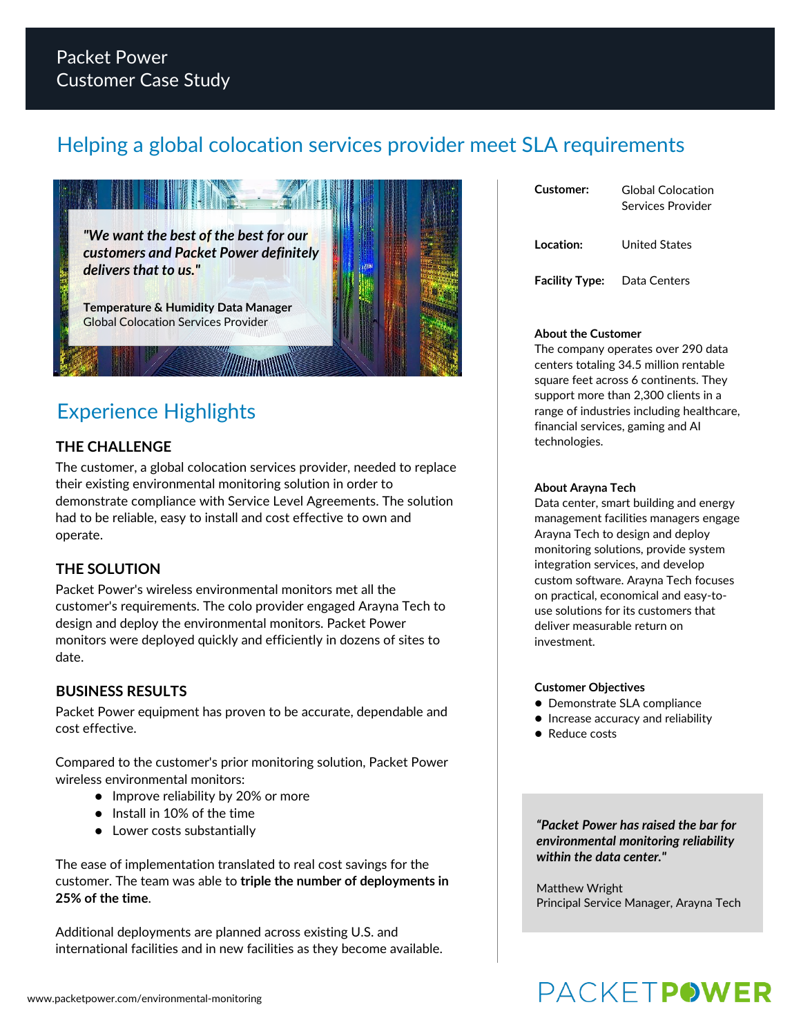Packet Power
Customer Case Study

# Helping a global colocation services provider meet SLA requirements

*"We want the best of the best for our customers and Packet Power definitely delivers that to us."*

**Temperature & Humidity Data Manager**
Global Colocation Services Provider

## Experience Highlights

### THE CHALLENGE

The customer, a global colocation services provider, needed to replace their existing environmental monitoring solution in order to demonstrate compliance with Service Level Agreements. The solution had to be reliable, easy to install and cost effective to own and operate.

### THE SOLUTION

Packet Power's wireless environmental monitors met all the customer's requirements. The colo provider engaged Arayna Tech to design and deploy the environmental monitors. Packet Power monitors were deployed quickly and efficiently in dozens of sites to date.

### BUSINESS RESULTS

Packet Power equipment has proven to be accurate, dependable and cost effective.

Compared to the customer's prior monitoring solution, Packet Power wireless environmental monitors:

- Improve reliability by 20% or more
- Install in 10% of the time
- Lower costs substantially

The ease of implementation translated to real cost savings for the customer. The team was able to **triple the number of deployments in 25% of the time**.

Additional deployments are planned across existing U.S. and international facilities and in new facilities as they become available.

| | |
|---|---|
| **Customer:** | Global Colocation Services Provider |
| **Location:** | United States |
| **Facility Type:** | Data Centers |

**About the Customer**

The company operates over 290 data centers totaling 34.5 million rentable square feet across 6 continents. They support more than 2,300 clients in a range of industries including healthcare, financial services, gaming and AI technologies.

**About Arayna Tech**

Data center, smart building and energy management facilities managers engage Arayna Tech to design and deploy monitoring solutions, provide system integration services, and develop custom software. Arayna Tech focuses on practical, economical and easy-to-use solutions for its customers that deliver measurable return on investment.

**Customer Objectives**

- Demonstrate SLA compliance
- Increase accuracy and reliability
- Reduce costs

*"Packet Power has raised the bar for environmental monitoring reliability within the data center."*

Matthew Wright
Principal Service Manager, Arayna Tech

www.packetpower.com/environmental-monitoring

PACKETPOWER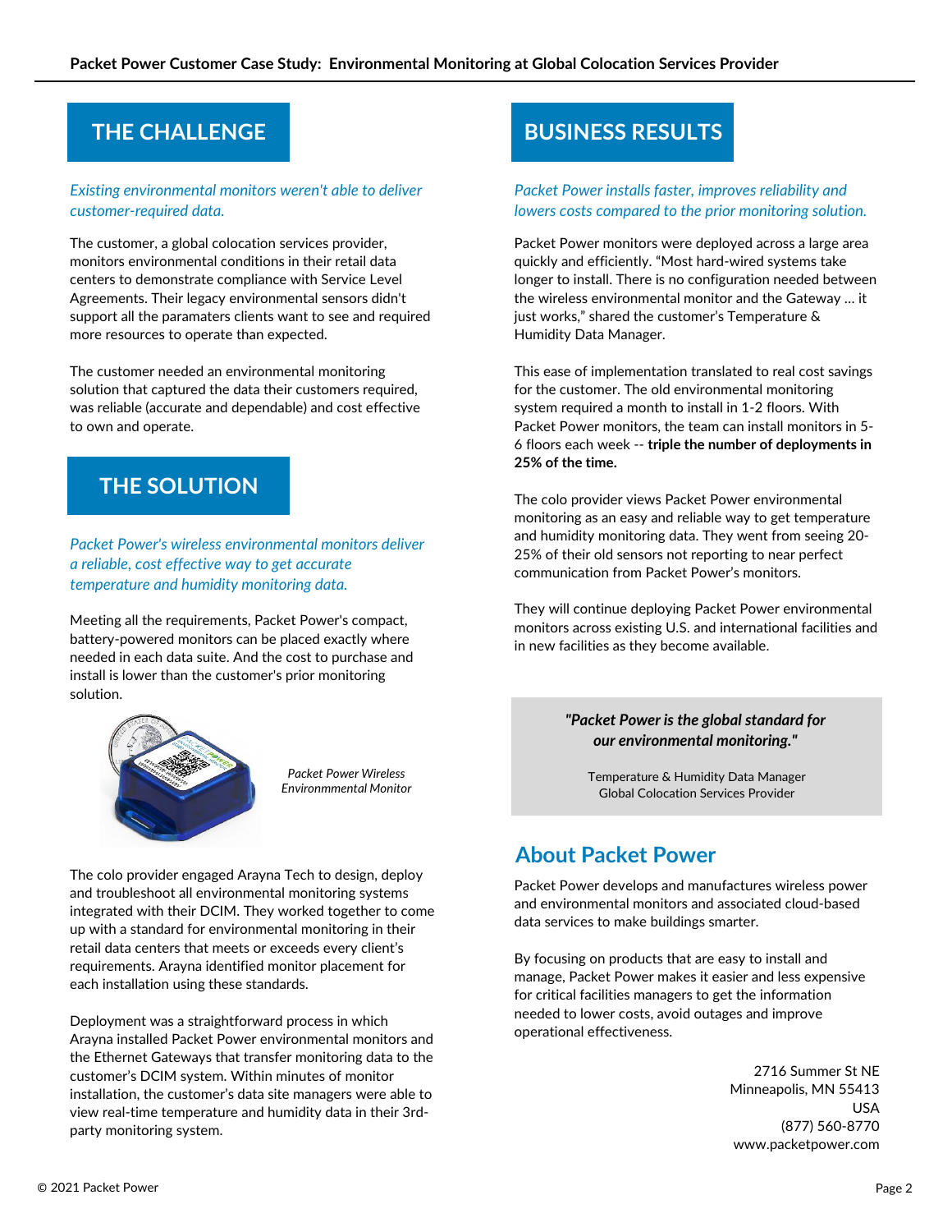## THE CHALLENGE

*Existing environmental monitors weren't able to deliver customer-required data.*

The customer, a global colocation services provider, monitors environmental conditions in their retail data centers to demonstrate compliance with Service Level Agreements. Their legacy environmental sensors didn't support all the paramaters clients want to see and required more resources to operate than expected.

The customer needed an environmental monitoring solution that captured the data their customers required, was reliable (accurate and dependable) and cost effective to own and operate.

## THE SOLUTION

*Packet Power's wireless environmental monitors deliver a reliable, cost effective way to get accurate temperature and humidity monitoring data.*

Meeting all the requirements, Packet Power's compact, battery-powered monitors can be placed exactly where needed in each data suite. And the cost to purchase and install is lower than the customer's prior monitoring solution.

*Packet Power Wireless Environmmental Monitor*

The colo provider engaged Arayna Tech to design, deploy and troubleshoot all environmental monitoring systems integrated with their DCIM. They worked together to come up with a standard for environmental monitoring in their retail data centers that meets or exceeds every client's requirements. Arayna identified monitor placement for each installation using these standards.

Deployment was a straightforward process in which Arayna installed Packet Power environmental monitors and the Ethernet Gateways that transfer monitoring data to the customer's DCIM system. Within minutes of monitor installation, the customer's data site managers were able to view real-time temperature and humidity data in their 3rd-party monitoring system.

## BUSINESS RESULTS

*Packet Power installs faster, improves reliability and lowers costs compared to the prior monitoring solution.*

Packet Power monitors were deployed across a large area quickly and efficiently. "Most hard-wired systems take longer to install. There is no configuration needed between the wireless environmental monitor and the Gateway … it just works," shared the customer's Temperature & Humidity Data Manager.

This ease of implementation translated to real cost savings for the customer. The old environmental monitoring system required a month to install in 1-2 floors. With Packet Power monitors, the team can install monitors in 5-6 floors each week -- **triple the number of deployments in 25% of the time.**

The colo provider views Packet Power environmental monitoring as an easy and reliable way to get temperature and humidity monitoring data. They went from seeing 20-25% of their old sensors not reporting to near perfect communication from Packet Power's monitors.

They will continue deploying Packet Power environmental monitors across existing U.S. and international facilities and in new facilities as they become available.

> ***"Packet Power is the global standard for our environmental monitoring."***
>
> Temperature & Humidity Data Manager
> Global Colocation Services Provider

## About Packet Power

Packet Power develops and manufactures wireless power and environmental monitors and associated cloud-based data services to make buildings smarter.

By focusing on products that are easy to install and manage, Packet Power makes it easier and less expensive for critical facilities managers to get the information needed to lower costs, avoid outages and improve operational effectiveness.

2716 Summer St NE
Minneapolis, MN 55413
USA
(877) 560-8770
www.packetpower.com

© 2021 Packet Power